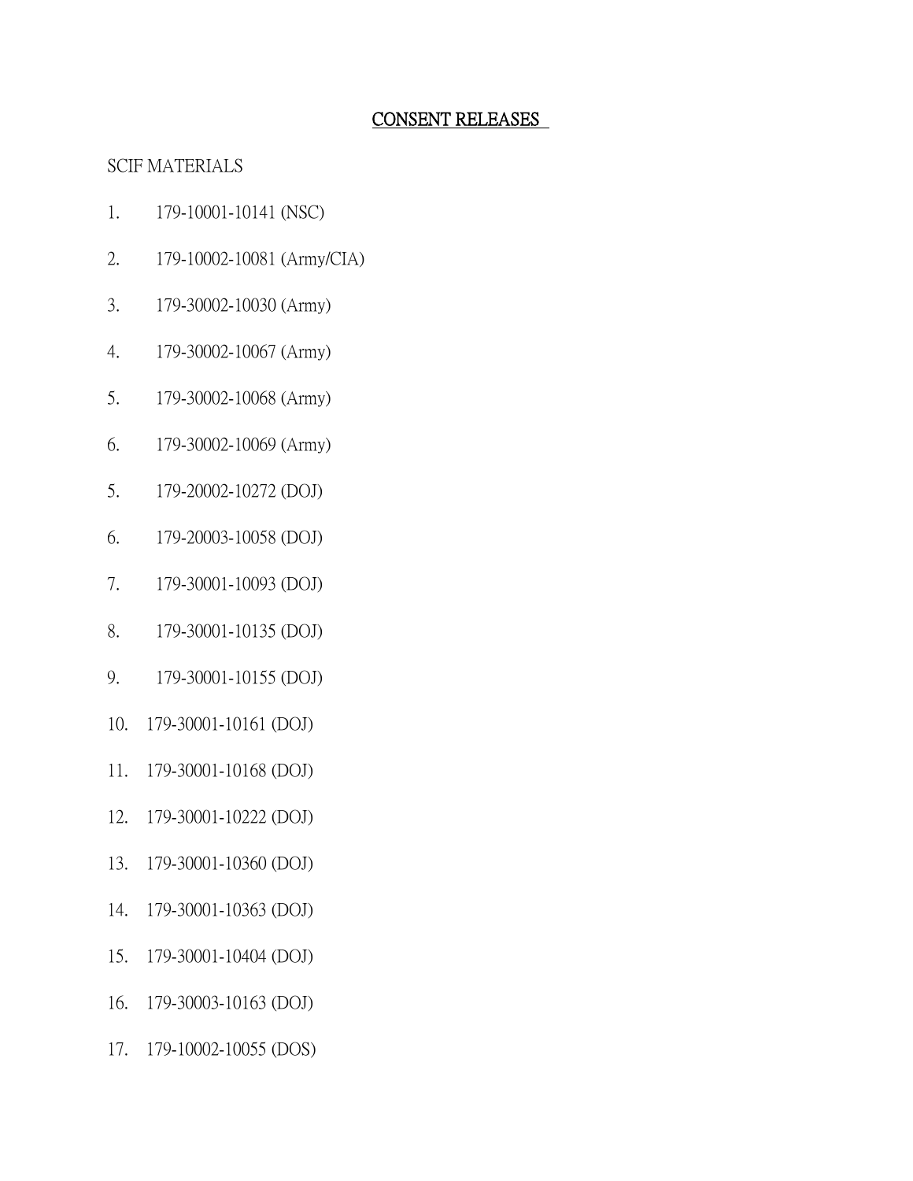# <u>CONSENT RELEASES</u>

SCIF MATERIALS

1. 179-10001-10141 (NSC)

2. 179-10002-10081 (Army/CIA)

3. 179-30002-10030 (Army)

4. 179-30002-10067 (Army)

5. 179-30002-10068 (Army)

6. 179-30002-10069 (Army)

5. 179-20002-10272 (DOJ)

6. 179-20003-10058 (DOJ)

7. 179-30001-10093 (DOJ)

8. 179-30001-10135 (DOJ)

9. 179-30001-10155 (DOJ)

10. 179-30001-10161 (DOJ)

11. 179-30001-10168 (DOJ)

12. 179-30001-10222 (DOJ)

13. 179-30001-10360 (DOJ)

14. 179-30001-10363 (DOJ)

15. 179-30001-10404 (DOJ)

16. 179-30003-10163 (DOJ)

17. 179-10002-10055 (DOS)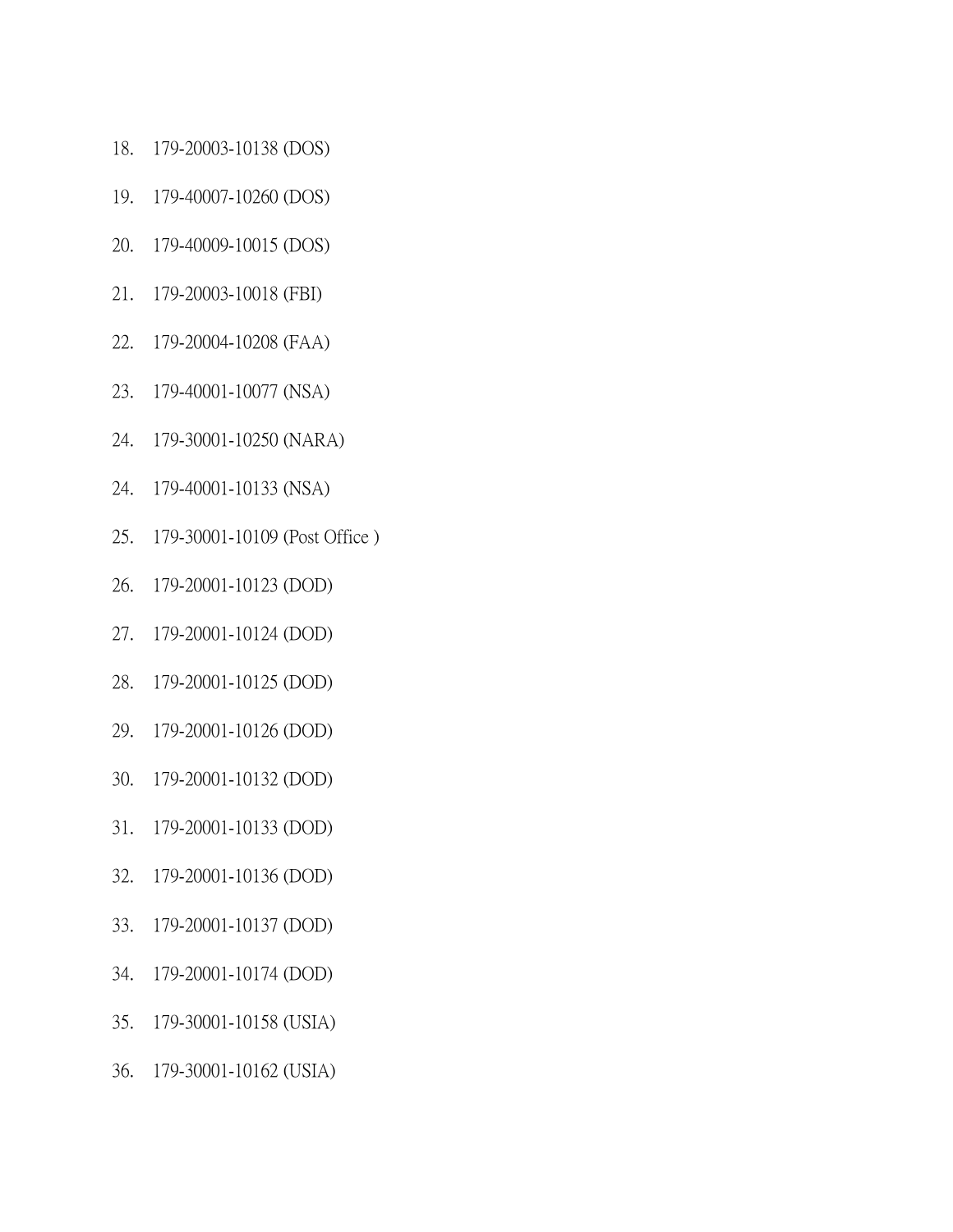18. 179-20003-10138 (DOS)

19. 179-40007-10260 (DOS)

20. 179-40009-10015 (DOS)

21. 179-20003-10018 (FBI)

22. 179-20004-10208 (FAA)

23. 179-40001-10077 (NSA)

24. 179-30001-10250 (NARA)

24. 179-40001-10133 (NSA)

25. 179-30001-10109 (Post Office )

26. 179-20001-10123 (DOD)

27. 179-20001-10124 (DOD)

28. 179-20001-10125 (DOD)

29. 179-20001-10126 (DOD)

30. 179-20001-10132 (DOD)

31. 179-20001-10133 (DOD)

32. 179-20001-10136 (DOD)

33. 179-20001-10137 (DOD)

34. 179-20001-10174 (DOD)

35. 179-30001-10158 (USIA)

36. 179-30001-10162 (USIA)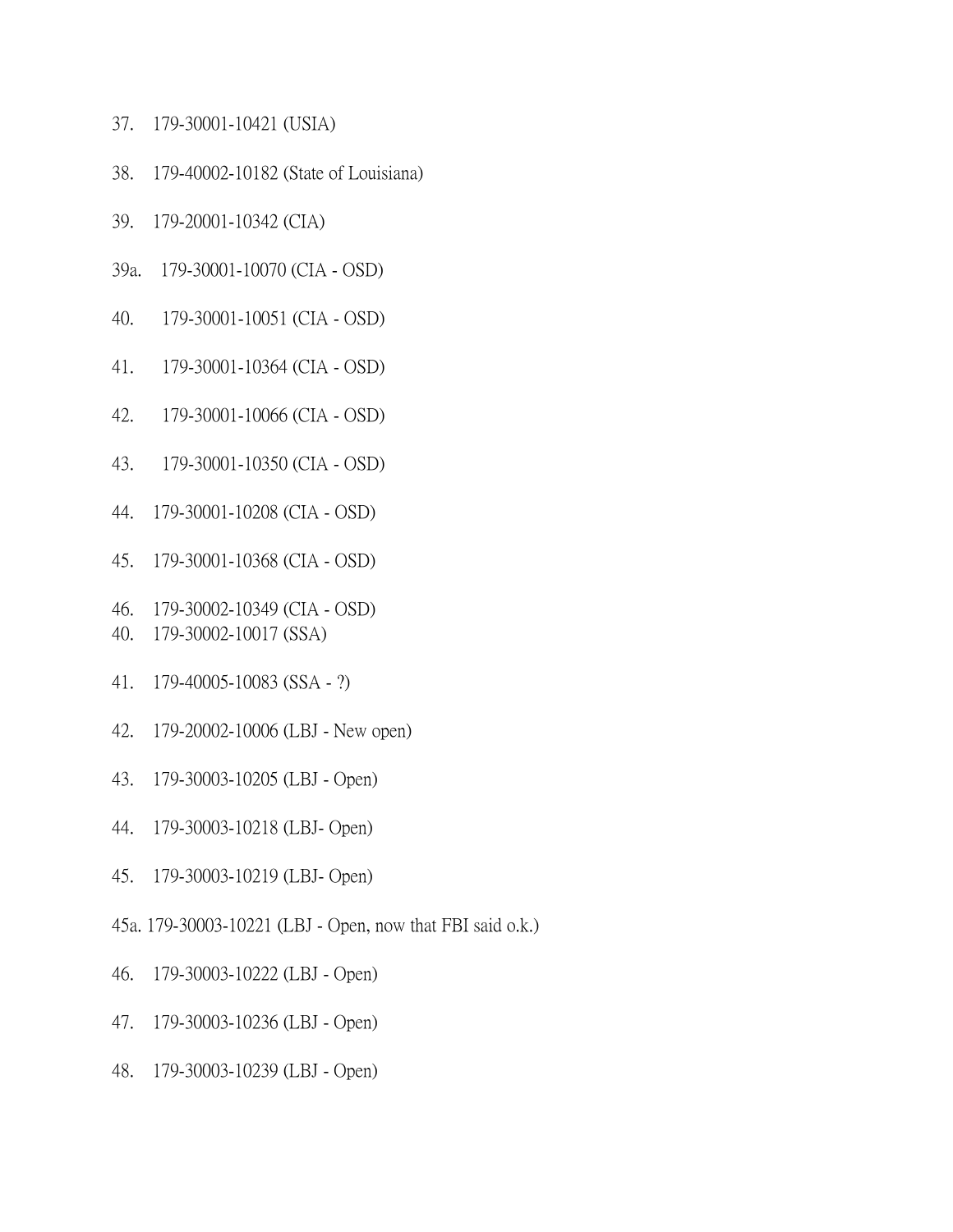37. 179-30001-10421 (USIA)

38. 179-40002-10182 (State of Louisiana)

39. 179-20001-10342 (CIA)

39a. 179-30001-10070 (CIA - OSD)

40. 179-30001-10051 (CIA - OSD)

41. 179-30001-10364 (CIA - OSD)

42. 179-30001-10066 (CIA - OSD)

43. 179-30001-10350 (CIA - OSD)

44. 179-30001-10208 (CIA - OSD)

45. 179-30001-10368 (CIA - OSD)

46. 179-30002-10349 (CIA - OSD)

40. 179-30002-10017 (SSA)

41. 179-40005-10083 (SSA - ?)

42. 179-20002-10006 (LBJ - New open)

43. 179-30003-10205 (LBJ - Open)

44. 179-30003-10218 (LBJ- Open)

45. 179-30003-10219 (LBJ- Open)

45a. 179-30003-10221 (LBJ - Open, now that FBI said o.k.)

46. 179-30003-10222 (LBJ - Open)

47. 179-30003-10236 (LBJ - Open)

48. 179-30003-10239 (LBJ - Open)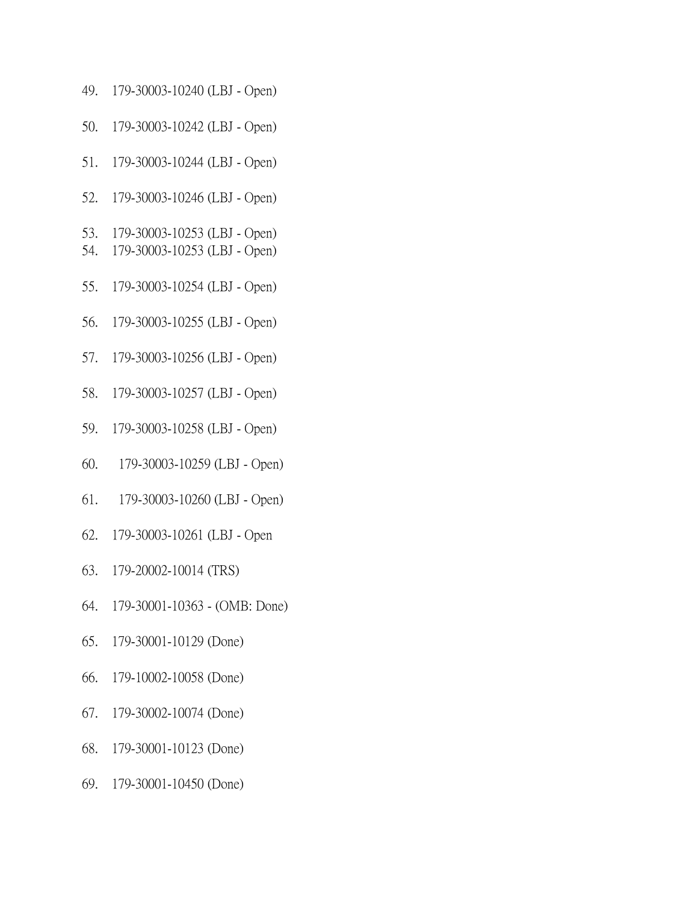49. 179-30003-10240 (LBJ - Open)

50. 179-30003-10242 (LBJ - Open)

51. 179-30003-10244 (LBJ - Open)

52. 179-30003-10246 (LBJ - Open)

53. 179-30003-10253 (LBJ - Open)
54. 179-30003-10253 (LBJ - Open)

55. 179-30003-10254 (LBJ - Open)

56. 179-30003-10255 (LBJ - Open)

57. 179-30003-10256 (LBJ - Open)

58. 179-30003-10257 (LBJ - Open)

59. 179-30003-10258 (LBJ - Open)

60. 179-30003-10259 (LBJ - Open)

61. 179-30003-10260 (LBJ - Open)

62. 179-30003-10261 (LBJ - Open

63. 179-20002-10014 (TRS)

64. 179-30001-10363 - (OMB: Done)

65. 179-30001-10129 (Done)

66. 179-10002-10058 (Done)

67. 179-30002-10074 (Done)

68. 179-30001-10123 (Done)

69. 179-30001-10450 (Done)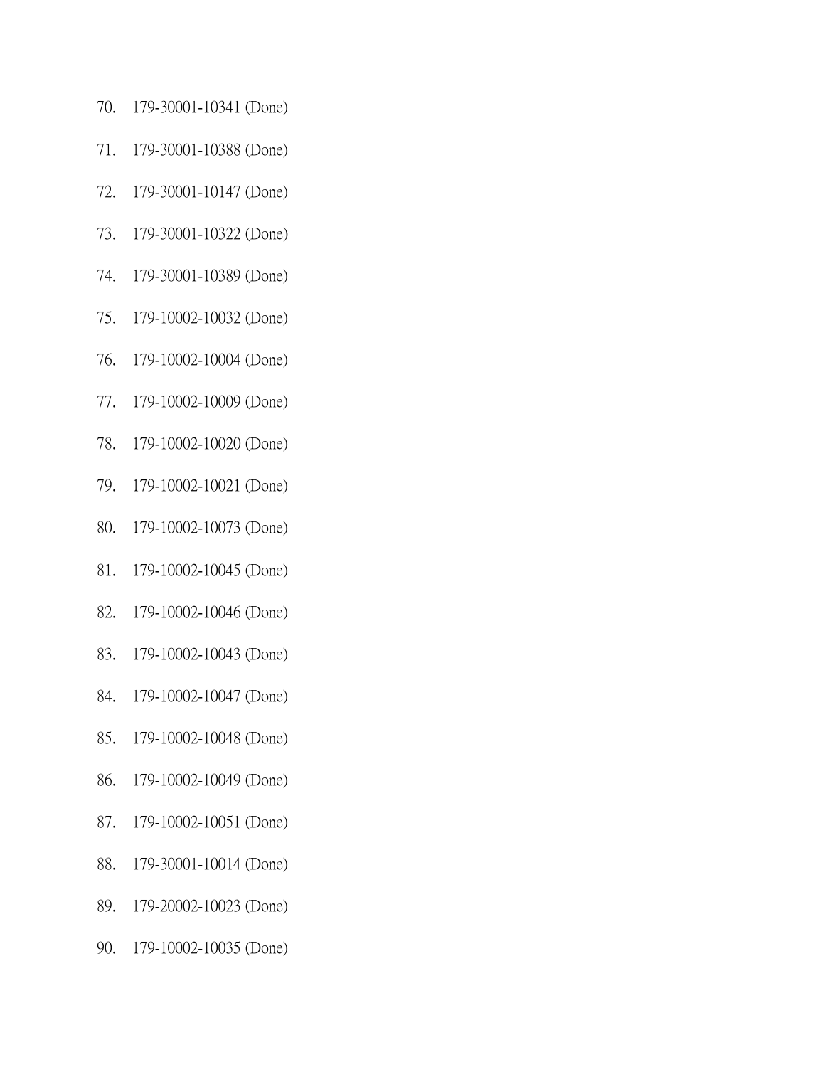70. 179-30001-10341 (Done)
71. 179-30001-10388 (Done)
72. 179-30001-10147 (Done)
73. 179-30001-10322 (Done)
74. 179-30001-10389 (Done)
75. 179-10002-10032 (Done)
76. 179-10002-10004 (Done)
77. 179-10002-10009 (Done)
78. 179-10002-10020 (Done)
79. 179-10002-10021 (Done)
80. 179-10002-10073 (Done)
81. 179-10002-10045 (Done)
82. 179-10002-10046 (Done)
83. 179-10002-10043 (Done)
84. 179-10002-10047 (Done)
85. 179-10002-10048 (Done)
86. 179-10002-10049 (Done)
87. 179-10002-10051 (Done)
88. 179-30001-10014 (Done)
89. 179-20002-10023 (Done)
90. 179-10002-10035 (Done)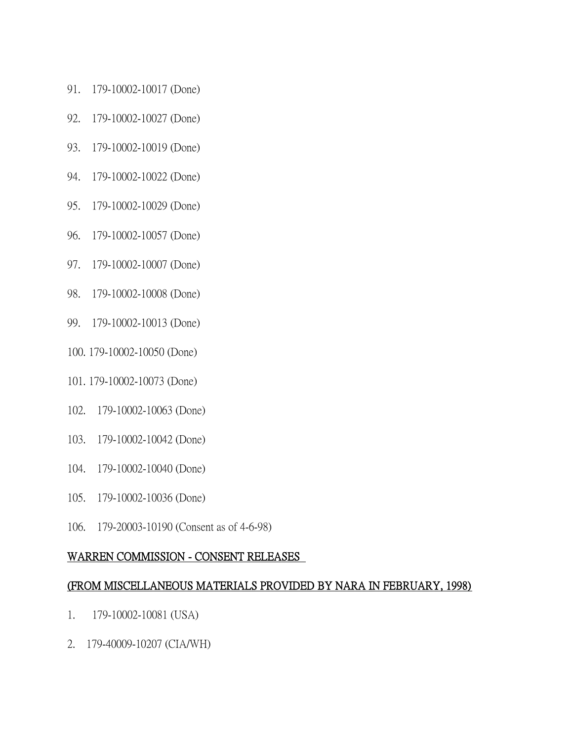91. 179-10002-10017 (Done)

92. 179-10002-10027 (Done)

93. 179-10002-10019 (Done)

94. 179-10002-10022 (Done)

95. 179-10002-10029 (Done)

96. 179-10002-10057 (Done)

97. 179-10002-10007 (Done)

98. 179-10002-10008 (Done)

99. 179-10002-10013 (Done)

100. 179-10002-10050 (Done)

101. 179-10002-10073 (Done)

102. 179-10002-10063 (Done)

103. 179-10002-10042 (Done)

104. 179-10002-10040 (Done)

105. 179-10002-10036 (Done)

106. 179-20003-10190 (Consent as of 4-6-98)

<u>WARREN COMMISSION - CONSENT RELEASES</u>

<u>(FROM MISCELLANEOUS MATERIALS PROVIDED BY NARA IN FEBRUARY, 1998)</u>

1. 179-10002-10081 (USA)

2. 179-40009-10207 (CIA/WH)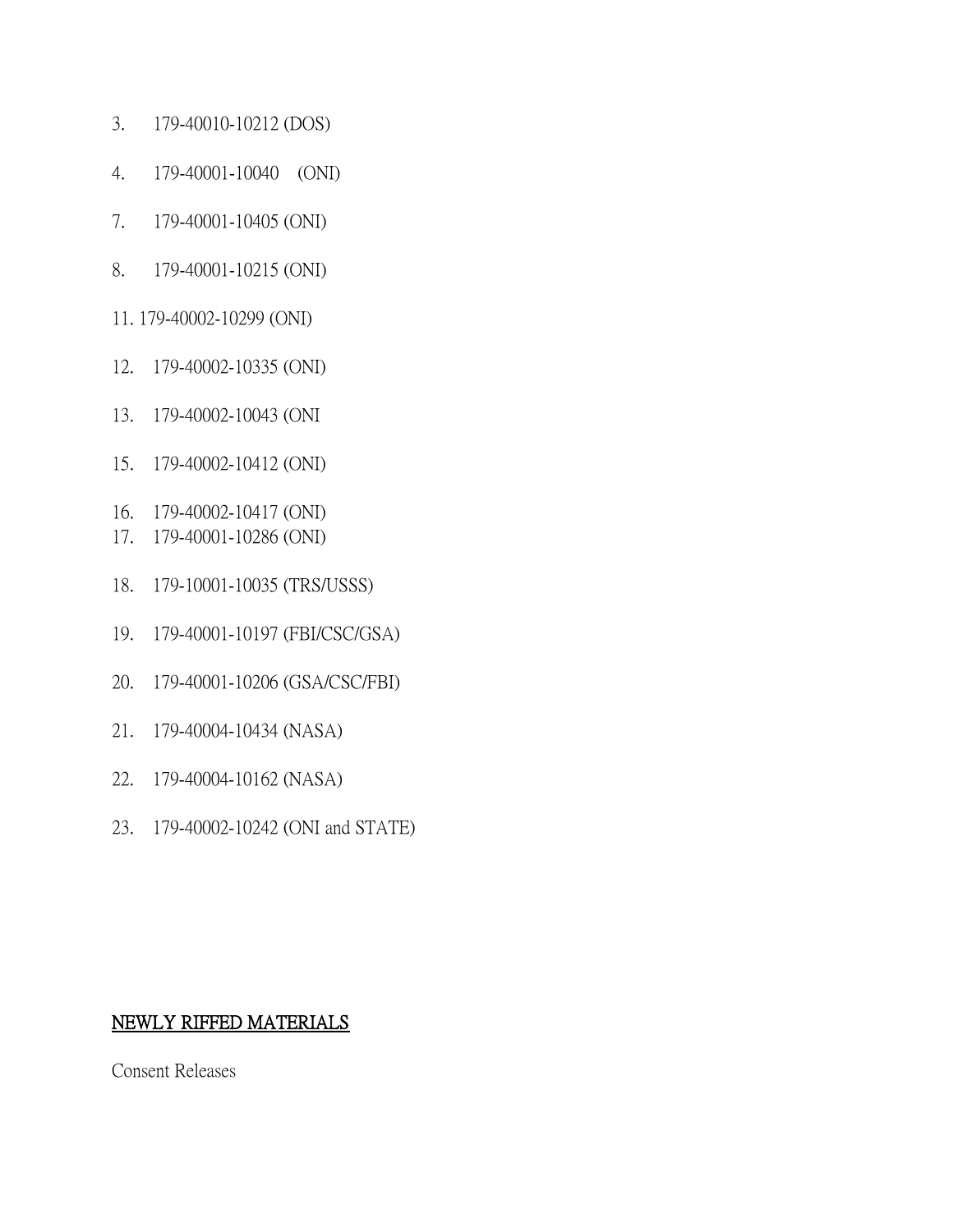3. 179-40010-10212 (DOS)

4. 179-40001-10040 (ONI)

7. 179-40001-10405 (ONI)

8. 179-40001-10215 (ONI)

11. 179-40002-10299 (ONI)

12. 179-40002-10335 (ONI)

13. 179-40002-10043 (ONI

15. 179-40002-10412 (ONI)

16. 179-40002-10417 (ONI)
17. 179-40001-10286 (ONI)

18. 179-10001-10035 (TRS/USSS)

19. 179-40001-10197 (FBI/CSC/GSA)

20. 179-40001-10206 (GSA/CSC/FBI)

21. 179-40004-10434 (NASA)

22. 179-40004-10162 (NASA)

23. 179-40002-10242 (ONI and STATE)

<u>NEWLY RIFFED MATERIALS</u>

Consent Releases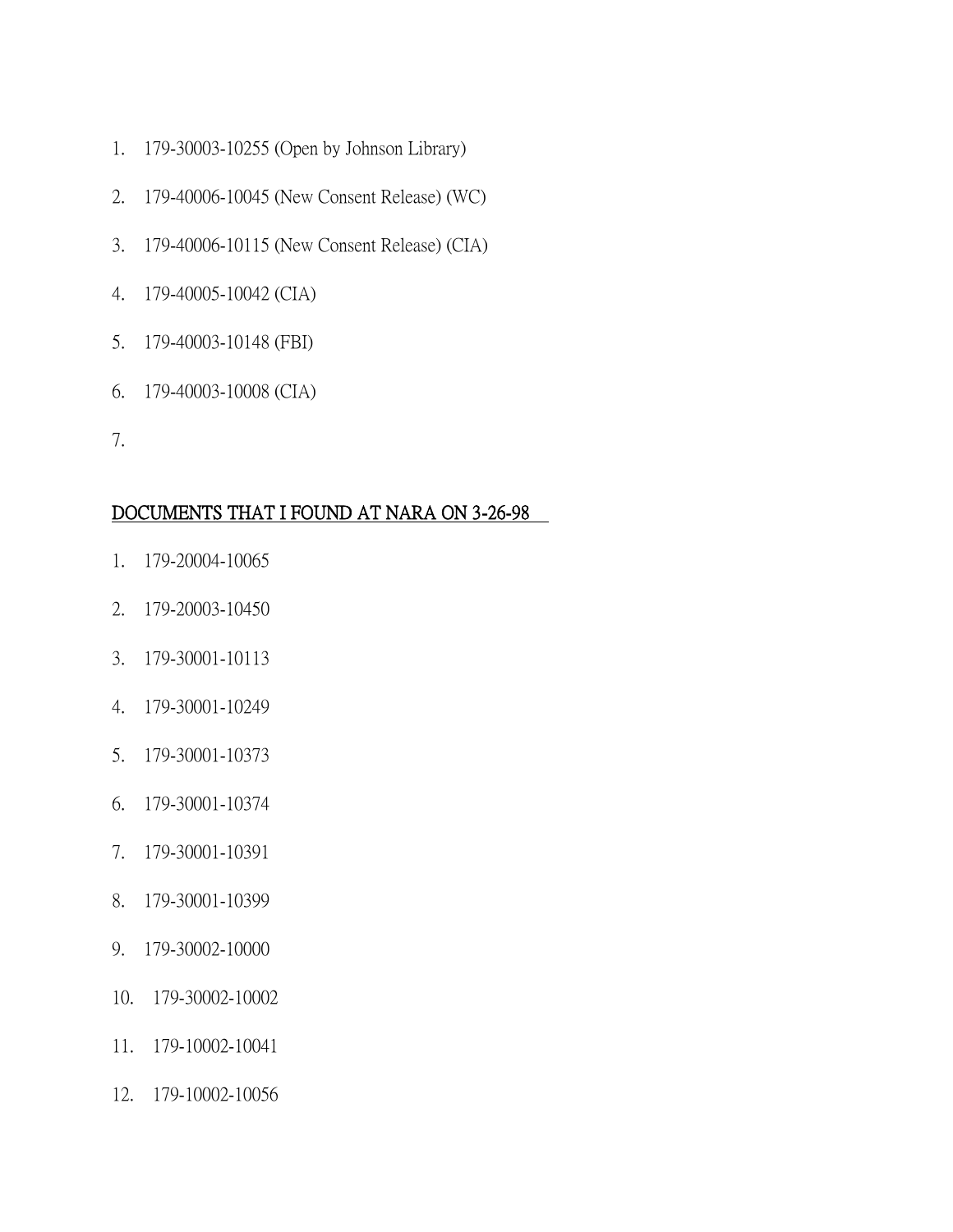1. 179-30003-10255 (Open by Johnson Library)
2. 179-40006-10045 (New Consent Release) (WC)
3. 179-40006-10115 (New Consent Release) (CIA)
4. 179-40005-10042 (CIA)
5. 179-40003-10148 (FBI)
6. 179-40003-10008 (CIA)
7. 

<u>DOCUMENTS THAT I FOUND AT NARA ON 3-26-98</u>

1. 179-20004-10065
2. 179-20003-10450
3. 179-30001-10113
4. 179-30001-10249
5. 179-30001-10373
6. 179-30001-10374
7. 179-30001-10391
8. 179-30001-10399
9. 179-30002-10000
10. 179-30002-10002
11. 179-10002-10041
12. 179-10002-10056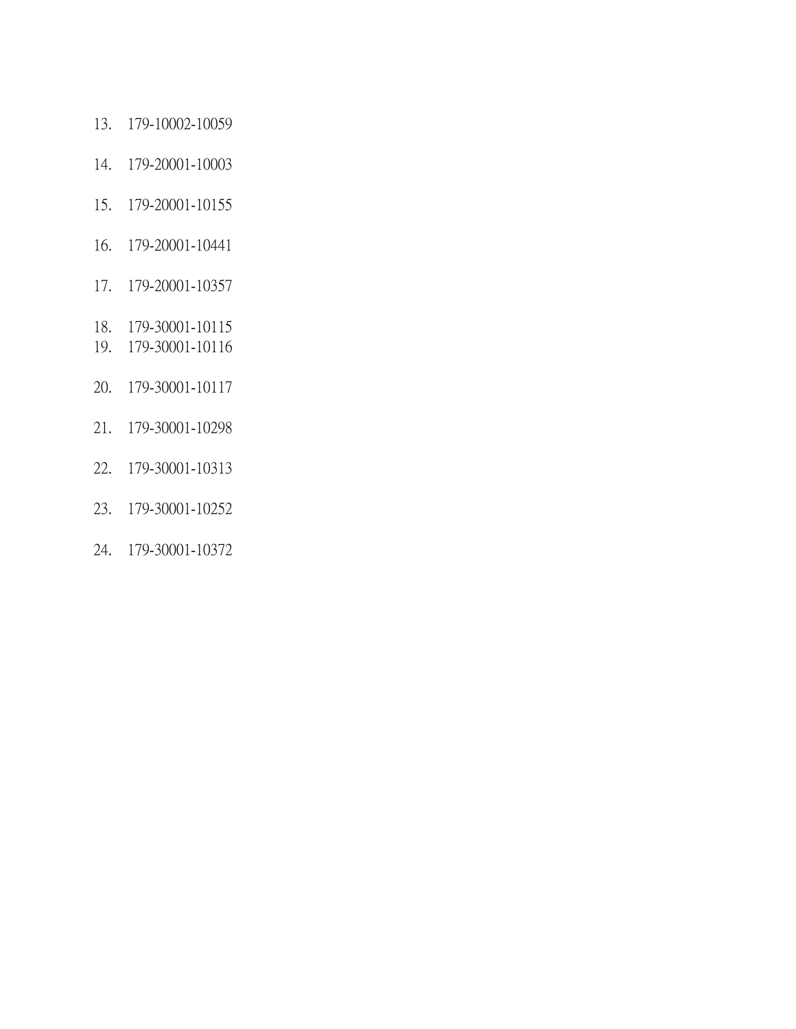13. 179-10002-10059

14. 179-20001-10003

15. 179-20001-10155

16. 179-20001-10441

17. 179-20001-10357

18. 179-30001-10115
19. 179-30001-10116

20. 179-30001-10117

21. 179-30001-10298

22. 179-30001-10313

23. 179-30001-10252

24. 179-30001-10372